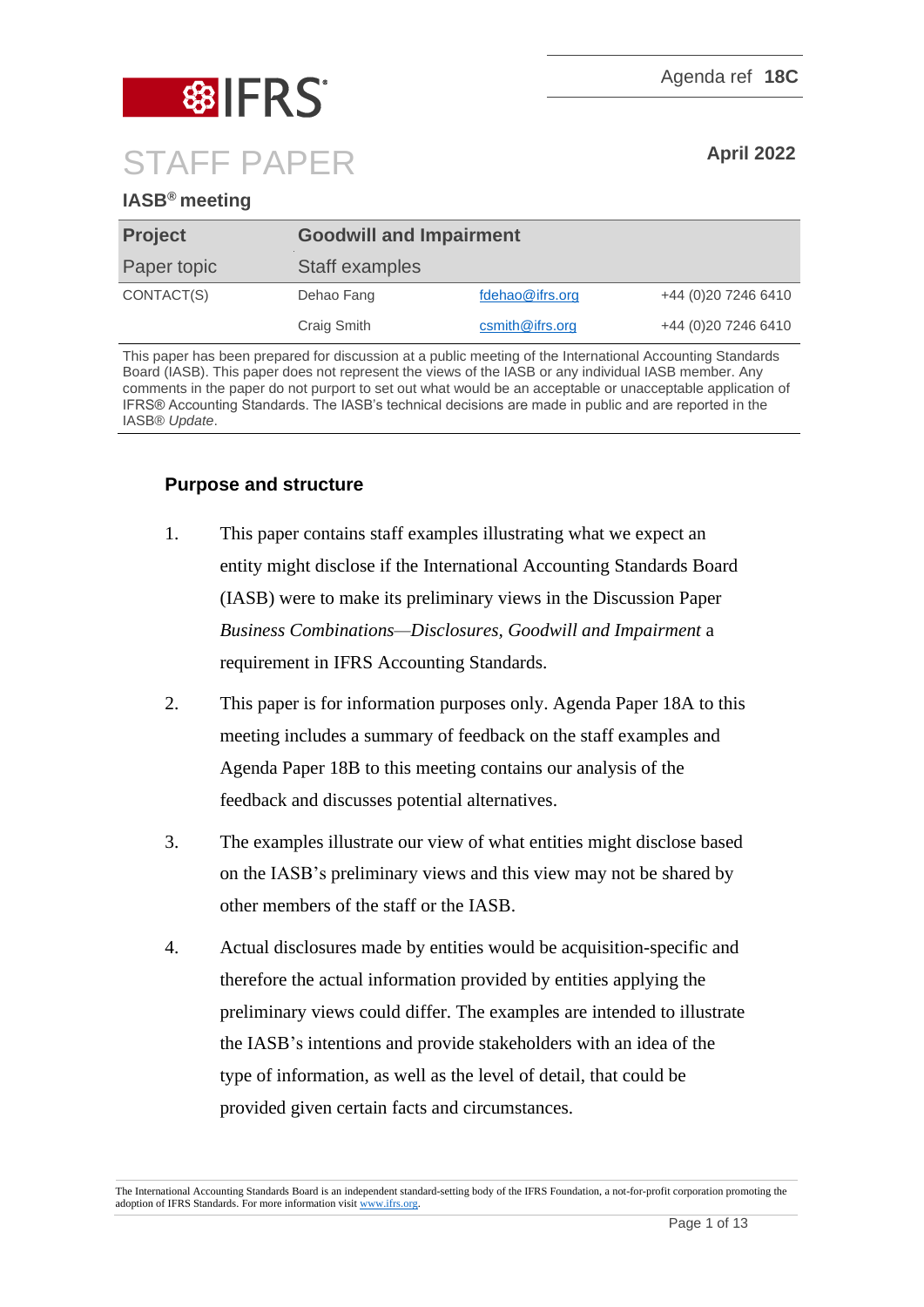Agenda ref **18C**

# STAFF PAPER

**April 2022**

**IASB® meeting**

| **Project** | **Goodwill and Impairment** | | |
|---|---|---|---|
| Paper topic | Staff examples | | |
| CONTACT(S) | Dehao Fang | fdehao@ifrs.org | +44 (0)20 7246 6410 |
| | Craig Smith | csmith@ifrs.org | +44 (0)20 7246 6410 |

This paper has been prepared for discussion at a public meeting of the International Accounting Standards Board (IASB). This paper does not represent the views of the IASB or any individual IASB member. Any comments in the paper do not purport to set out what would be an acceptable or unacceptable application of IFRS® Accounting Standards. The IASB's technical decisions are made in public and are reported in the IASB® *Update*.

## Purpose and structure

1. This paper contains staff examples illustrating what we expect an entity might disclose if the International Accounting Standards Board (IASB) were to make its preliminary views in the Discussion Paper *Business Combinations—Disclosures, Goodwill and Impairment* a requirement in IFRS Accounting Standards.

2. This paper is for information purposes only. Agenda Paper 18A to this meeting includes a summary of feedback on the staff examples and Agenda Paper 18B to this meeting contains our analysis of the feedback and discusses potential alternatives.

3. The examples illustrate our view of what entities might disclose based on the IASB's preliminary views and this view may not be shared by other members of the staff or the IASB.

4. Actual disclosures made by entities would be acquisition-specific and therefore the actual information provided by entities applying the preliminary views could differ. The examples are intended to illustrate the IASB's intentions and provide stakeholders with an idea of the type of information, as well as the level of detail, that could be provided given certain facts and circumstances.

The International Accounting Standards Board is an independent standard-setting body of the IFRS Foundation, a not-for-profit corporation promoting the adoption of IFRS Standards. For more information visit www.ifrs.org.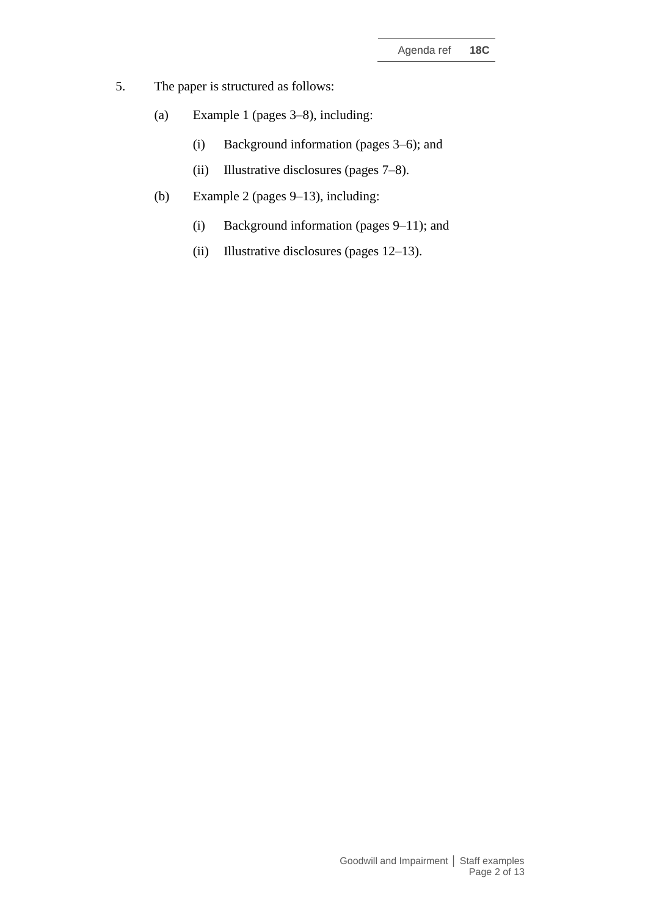5. The paper is structured as follows:

   (a) Example 1 (pages 3–8), including:

      (i) Background information (pages 3–6); and

      (ii) Illustrative disclosures (pages 7–8).

   (b) Example 2 (pages 9–13), including:

      (i) Background information (pages 9–11); and

      (ii) Illustrative disclosures (pages 12–13).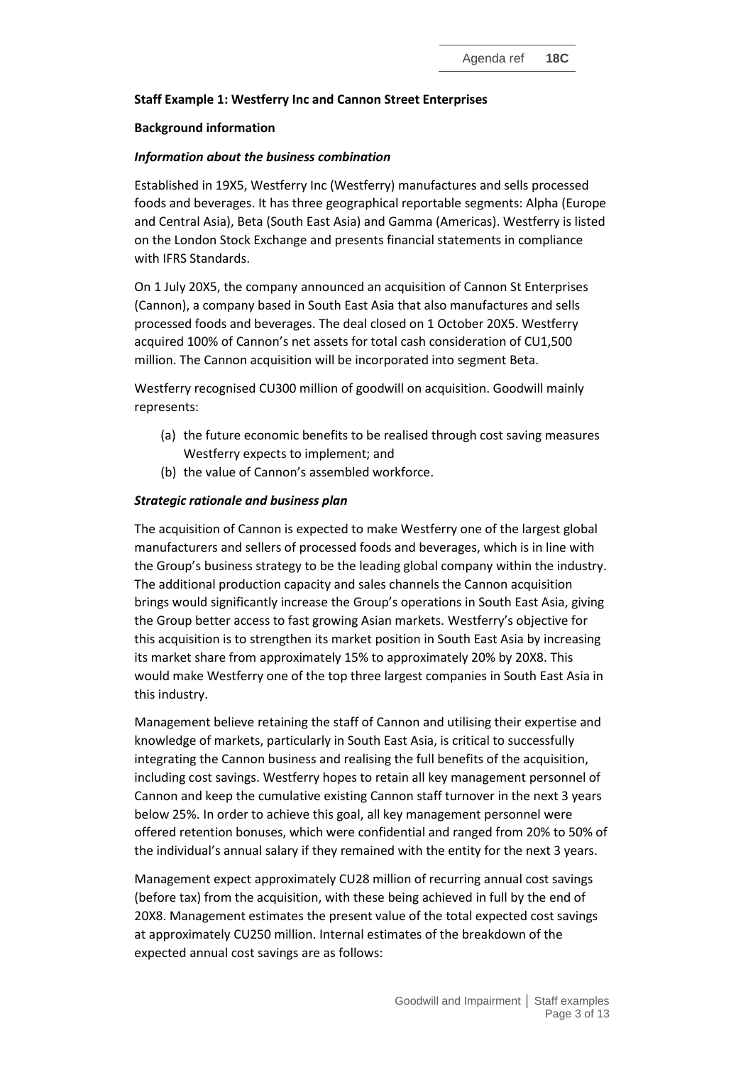**Staff Example 1: Westferry Inc and Cannon Street Enterprises**

**Background information**

***Information about the business combination***

Established in 19X5, Westferry Inc (Westferry) manufactures and sells processed foods and beverages. It has three geographical reportable segments: Alpha (Europe and Central Asia), Beta (South East Asia) and Gamma (Americas). Westferry is listed on the London Stock Exchange and presents financial statements in compliance with IFRS Standards.

On 1 July 20X5, the company announced an acquisition of Cannon St Enterprises (Cannon), a company based in South East Asia that also manufactures and sells processed foods and beverages. The deal closed on 1 October 20X5. Westferry acquired 100% of Cannon's net assets for total cash consideration of CU1,500 million. The Cannon acquisition will be incorporated into segment Beta.

Westferry recognised CU300 million of goodwill on acquisition. Goodwill mainly represents:

(a) the future economic benefits to be realised through cost saving measures Westferry expects to implement; and
(b) the value of Cannon's assembled workforce.

***Strategic rationale and business plan***

The acquisition of Cannon is expected to make Westferry one of the largest global manufacturers and sellers of processed foods and beverages, which is in line with the Group's business strategy to be the leading global company within the industry. The additional production capacity and sales channels the Cannon acquisition brings would significantly increase the Group's operations in South East Asia, giving the Group better access to fast growing Asian markets. Westferry's objective for this acquisition is to strengthen its market position in South East Asia by increasing its market share from approximately 15% to approximately 20% by 20X8. This would make Westferry one of the top three largest companies in South East Asia in this industry.

Management believe retaining the staff of Cannon and utilising their expertise and knowledge of markets, particularly in South East Asia, is critical to successfully integrating the Cannon business and realising the full benefits of the acquisition, including cost savings. Westferry hopes to retain all key management personnel of Cannon and keep the cumulative existing Cannon staff turnover in the next 3 years below 25%. In order to achieve this goal, all key management personnel were offered retention bonuses, which were confidential and ranged from 20% to 50% of the individual's annual salary if they remained with the entity for the next 3 years.

Management expect approximately CU28 million of recurring annual cost savings (before tax) from the acquisition, with these being achieved in full by the end of 20X8. Management estimates the present value of the total expected cost savings at approximately CU250 million. Internal estimates of the breakdown of the expected annual cost savings are as follows: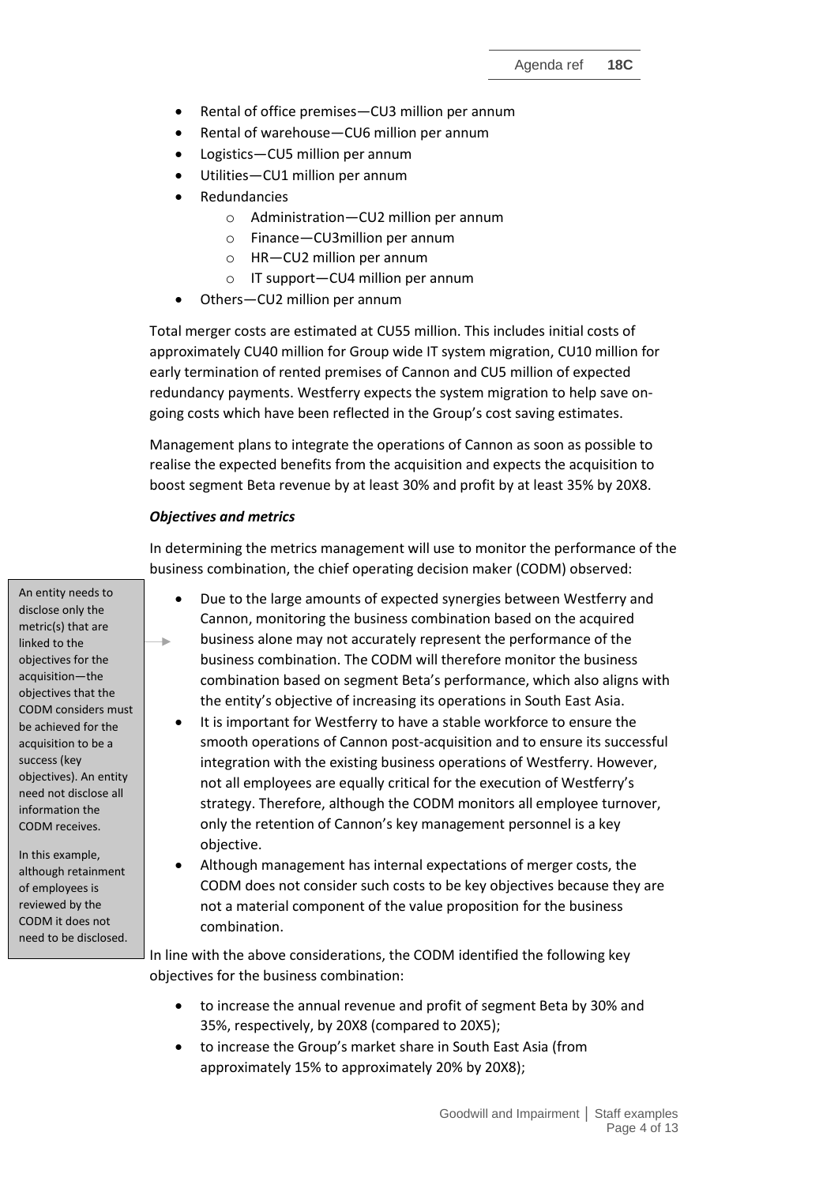- Rental of office premises—CU3 million per annum
- Rental of warehouse—CU6 million per annum
- Logistics—CU5 million per annum
- Utilities—CU1 million per annum
- Redundancies
    - Administration—CU2 million per annum
    - Finance—CU3million per annum
    - HR—CU2 million per annum
    - IT support—CU4 million per annum
- Others—CU2 million per annum

Total merger costs are estimated at CU55 million. This includes initial costs of approximately CU40 million for Group wide IT system migration, CU10 million for early termination of rented premises of Cannon and CU5 million of expected redundancy payments. Westferry expects the system migration to help save on-going costs which have been reflected in the Group's cost saving estimates.

Management plans to integrate the operations of Cannon as soon as possible to realise the expected benefits from the acquisition and expects the acquisition to boost segment Beta revenue by at least 30% and profit by at least 35% by 20X8.

***Objectives and metrics***

In determining the metrics management will use to monitor the performance of the business combination, the chief operating decision maker (CODM) observed:

> An entity needs to disclose only the metric(s) that are linked to the objectives for the acquisition—the objectives that the CODM considers must be achieved for the acquisition to be a success (key objectives). An entity need not disclose all information the CODM receives.
>
> In this example, although retainment of employees is reviewed by the CODM it does not need to be disclosed.

- Due to the large amounts of expected synergies between Westferry and Cannon, monitoring the business combination based on the acquired business alone may not accurately represent the performance of the business combination. The CODM will therefore monitor the business combination based on segment Beta's performance, which also aligns with the entity's objective of increasing its operations in South East Asia.
- It is important for Westferry to have a stable workforce to ensure the smooth operations of Cannon post-acquisition and to ensure its successful integration with the existing business operations of Westferry. However, not all employees are equally critical for the execution of Westferry's strategy. Therefore, although the CODM monitors all employee turnover, only the retention of Cannon's key management personnel is a key objective.
- Although management has internal expectations of merger costs, the CODM does not consider such costs to be key objectives because they are not a material component of the value proposition for the business combination.

In line with the above considerations, the CODM identified the following key objectives for the business combination:

- to increase the annual revenue and profit of segment Beta by 30% and 35%, respectively, by 20X8 (compared to 20X5);
- to increase the Group's market share in South East Asia (from approximately 15% to approximately 20% by 20X8);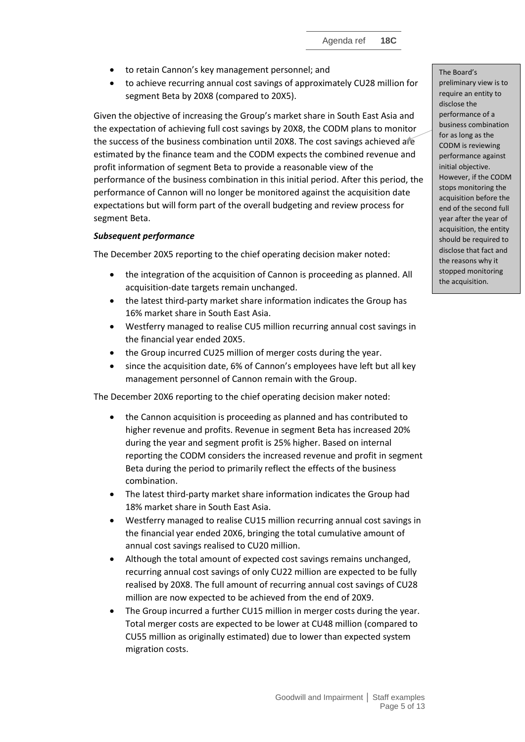- to retain Cannon's key management personnel; and
- to achieve recurring annual cost savings of approximately CU28 million for segment Beta by 20X8 (compared to 20X5).

Given the objective of increasing the Group's market share in South East Asia and the expectation of achieving full cost savings by 20X8, the CODM plans to monitor the success of the business combination until 20X8. The cost savings achieved are estimated by the finance team and the CODM expects the combined revenue and profit information of segment Beta to provide a reasonable view of the performance of the business combination in this initial period. After this period, the performance of Cannon will no longer be monitored against the acquisition date expectations but will form part of the overall budgeting and review process for segment Beta.

> The Board's preliminary view is to require an entity to disclose the performance of a business combination for as long as the CODM is reviewing performance against initial objective. However, if the CODM stops monitoring the acquisition before the end of the second full year after the year of acquisition, the entity should be required to disclose that fact and the reasons why it stopped monitoring the acquisition.

***Subsequent performance***

The December 20X5 reporting to the chief operating decision maker noted:

- the integration of the acquisition of Cannon is proceeding as planned. All acquisition-date targets remain unchanged.
- the latest third-party market share information indicates the Group has 16% market share in South East Asia.
- Westferry managed to realise CU5 million recurring annual cost savings in the financial year ended 20X5.
- the Group incurred CU25 million of merger costs during the year.
- since the acquisition date, 6% of Cannon's employees have left but all key management personnel of Cannon remain with the Group.

The December 20X6 reporting to the chief operating decision maker noted:

- the Cannon acquisition is proceeding as planned and has contributed to higher revenue and profits. Revenue in segment Beta has increased 20% during the year and segment profit is 25% higher. Based on internal reporting the CODM considers the increased revenue and profit in segment Beta during the period to primarily reflect the effects of the business combination.
- The latest third-party market share information indicates the Group had 18% market share in South East Asia.
- Westferry managed to realise CU15 million recurring annual cost savings in the financial year ended 20X6, bringing the total cumulative amount of annual cost savings realised to CU20 million.
- Although the total amount of expected cost savings remains unchanged, recurring annual cost savings of only CU22 million are expected to be fully realised by 20X8. The full amount of recurring annual cost savings of CU28 million are now expected to be achieved from the end of 20X9.
- The Group incurred a further CU15 million in merger costs during the year. Total merger costs are expected to be lower at CU48 million (compared to CU55 million as originally estimated) due to lower than expected system migration costs.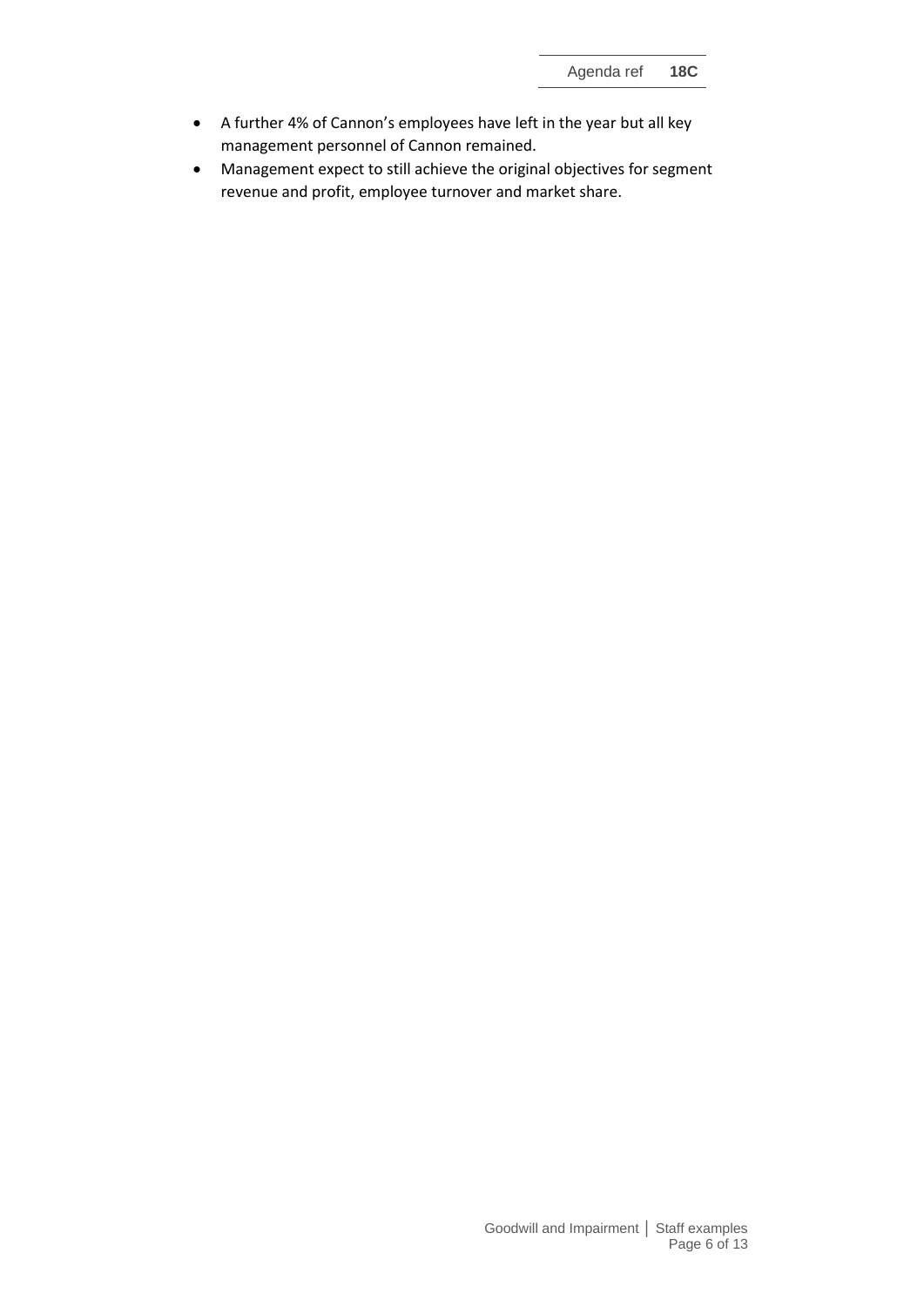- A further 4% of Cannon's employees have left in the year but all key management personnel of Cannon remained.
- Management expect to still achieve the original objectives for segment revenue and profit, employee turnover and market share.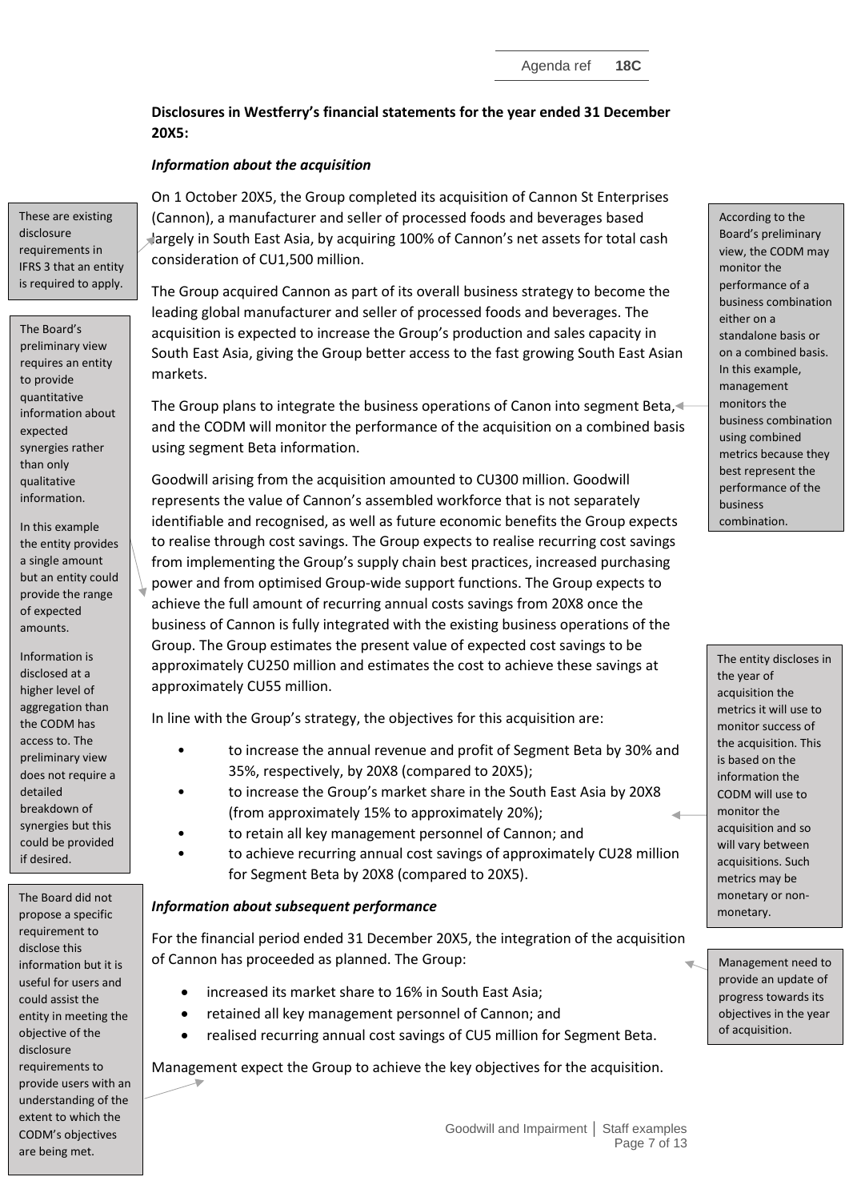**Disclosures in Westferry's financial statements for the year ended 31 December 20X5:**

***Information about the acquisition***

> These are existing disclosure requirements in IFRS 3 that an entity is required to apply.

On 1 October 20X5, the Group completed its acquisition of Cannon St Enterprises (Cannon), a manufacturer and seller of processed foods and beverages based largely in South East Asia, by acquiring 100% of Cannon's net assets for total cash consideration of CU1,500 million.

The Group acquired Cannon as part of its overall business strategy to become the leading global manufacturer and seller of processed foods and beverages. The acquisition is expected to increase the Group's production and sales capacity in South East Asia, giving the Group better access to the fast growing South East Asian markets.

> According to the Board's preliminary view, the CODM may monitor the performance of a business combination either on a standalone basis or on a combined basis. In this example, management monitors the business combination using combined metrics because they best represent the performance of the business combination.

The Group plans to integrate the business operations of Canon into segment Beta, and the CODM will monitor the performance of the acquisition on a combined basis using segment Beta information.

> The Board's preliminary view requires an entity to provide quantitative information about expected synergies rather than only qualitative information.
>
> In this example the entity provides a single amount but an entity could provide the range of expected amounts.
>
> Information is disclosed at a higher level of aggregation than the CODM has access to. The preliminary view does not require a detailed breakdown of synergies but this could be provided if desired.

Goodwill arising from the acquisition amounted to CU300 million. Goodwill represents the value of Cannon's assembled workforce that is not separately identifiable and recognised, as well as future economic benefits the Group expects to realise through cost savings. The Group expects to realise recurring cost savings from implementing the Group's supply chain best practices, increased purchasing power and from optimised Group-wide support functions. The Group expects to achieve the full amount of recurring annual costs savings from 20X8 once the business of Cannon is fully integrated with the existing business operations of the Group. The Group estimates the present value of expected cost savings to be approximately CU250 million and estimates the cost to achieve these savings at approximately CU55 million.

> The entity discloses in the year of acquisition the metrics it will use to monitor success of the acquisition. This is based on the information the CODM will use to monitor the acquisition and so will vary between acquisitions. Such metrics may be monetary or non-monetary.

In line with the Group's strategy, the objectives for this acquisition are:

- to increase the annual revenue and profit of Segment Beta by 30% and 35%, respectively, by 20X8 (compared to 20X5);
- to increase the Group's market share in the South East Asia by 20X8 (from approximately 15% to approximately 20%);
- to retain all key management personnel of Cannon; and
- to achieve recurring annual cost savings of approximately CU28 million for Segment Beta by 20X8 (compared to 20X5).

***Information about subsequent performance***

> Management need to provide an update of progress towards its objectives in the year of acquisition.

For the financial period ended 31 December 20X5, the integration of the acquisition of Cannon has proceeded as planned. The Group:

- increased its market share to 16% in South East Asia;
- retained all key management personnel of Cannon; and
- realised recurring annual cost savings of CU5 million for Segment Beta.

> The Board did not propose a specific requirement to disclose this information but it is useful for users and could assist the entity in meeting the objective of the disclosure requirements to provide users with an understanding of the extent to which the CODM's objectives are being met.

Management expect the Group to achieve the key objectives for the acquisition.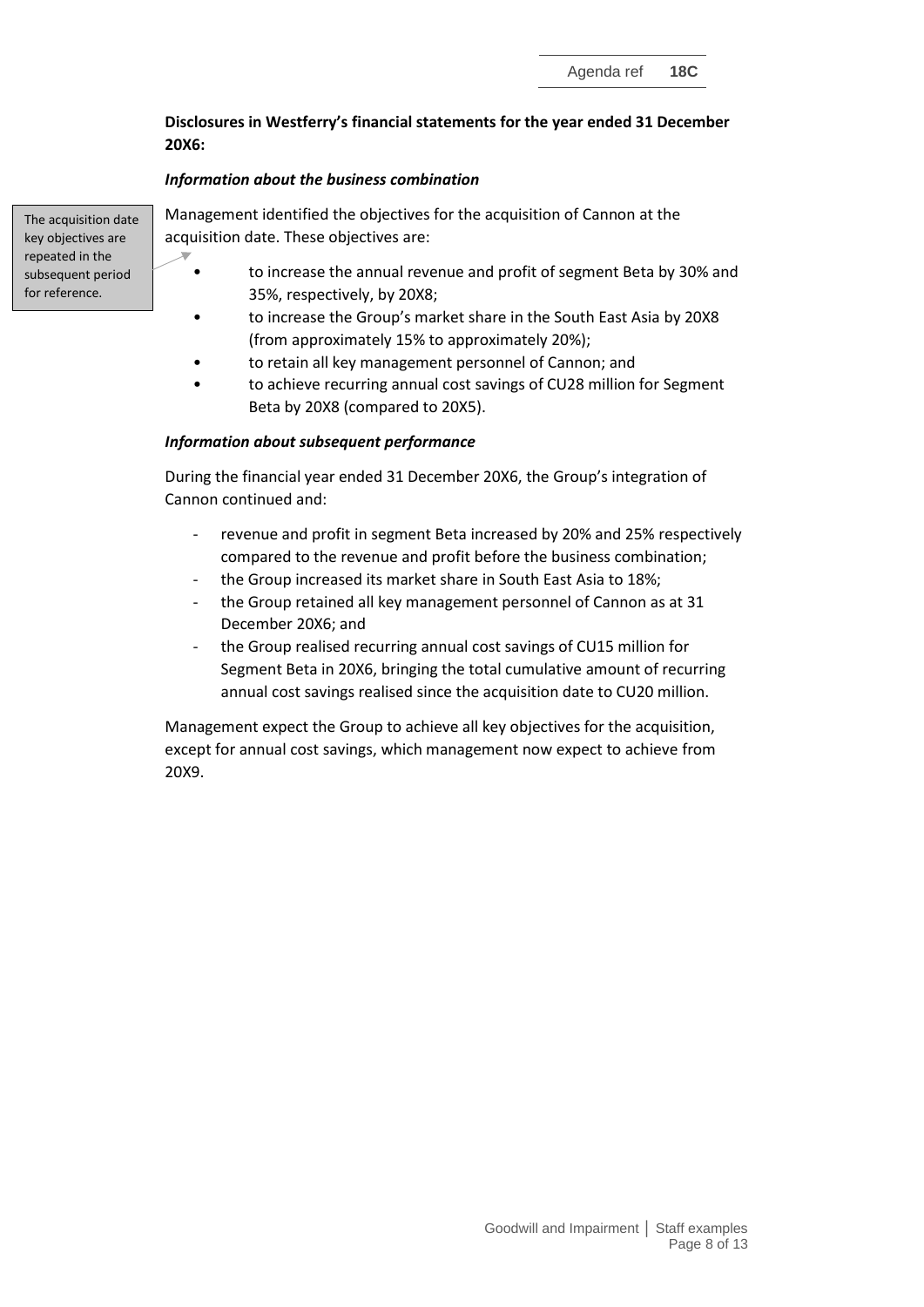**Disclosures in Westferry's financial statements for the year ended 31 December 20X6:**

***Information about the business combination***

> The acquisition date key objectives are repeated in the subsequent period for reference.

Management identified the objectives for the acquisition of Cannon at the acquisition date. These objectives are:

- to increase the annual revenue and profit of segment Beta by 30% and 35%, respectively, by 20X8;
- to increase the Group's market share in the South East Asia by 20X8 (from approximately 15% to approximately 20%);
- to retain all key management personnel of Cannon; and
- to achieve recurring annual cost savings of CU28 million for Segment Beta by 20X8 (compared to 20X5).

***Information about subsequent performance***

During the financial year ended 31 December 20X6, the Group's integration of Cannon continued and:

- revenue and profit in segment Beta increased by 20% and 25% respectively compared to the revenue and profit before the business combination;
- the Group increased its market share in South East Asia to 18%;
- the Group retained all key management personnel of Cannon as at 31 December 20X6; and
- the Group realised recurring annual cost savings of CU15 million for Segment Beta in 20X6, bringing the total cumulative amount of recurring annual cost savings realised since the acquisition date to CU20 million.

Management expect the Group to achieve all key objectives for the acquisition, except for annual cost savings, which management now expect to achieve from 20X9.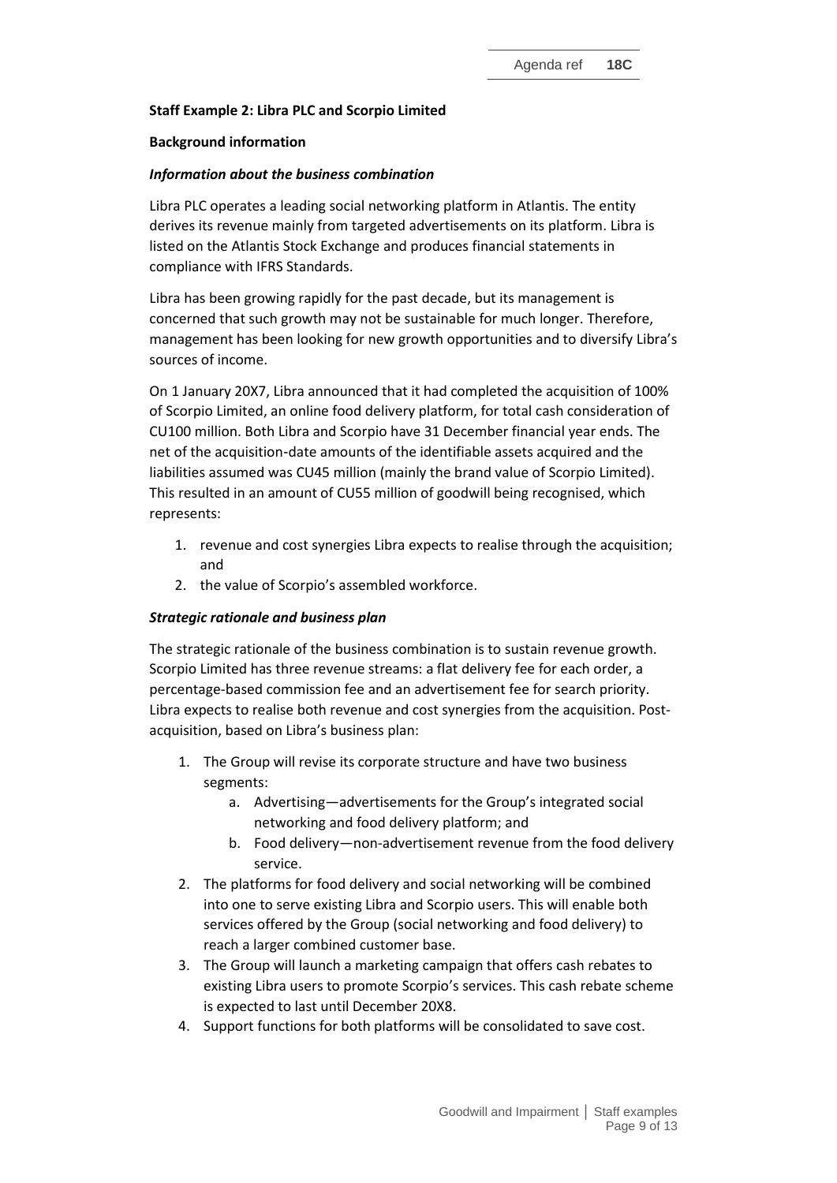**Staff Example 2: Libra PLC and Scorpio Limited**

**Background information**

***Information about the business combination***

Libra PLC operates a leading social networking platform in Atlantis. The entity derives its revenue mainly from targeted advertisements on its platform. Libra is listed on the Atlantis Stock Exchange and produces financial statements in compliance with IFRS Standards.

Libra has been growing rapidly for the past decade, but its management is concerned that such growth may not be sustainable for much longer. Therefore, management has been looking for new growth opportunities and to diversify Libra's sources of income.

On 1 January 20X7, Libra announced that it had completed the acquisition of 100% of Scorpio Limited, an online food delivery platform, for total cash consideration of CU100 million. Both Libra and Scorpio have 31 December financial year ends. The net of the acquisition-date amounts of the identifiable assets acquired and the liabilities assumed was CU45 million (mainly the brand value of Scorpio Limited). This resulted in an amount of CU55 million of goodwill being recognised, which represents:

1. revenue and cost synergies Libra expects to realise through the acquisition; and
2. the value of Scorpio's assembled workforce.

***Strategic rationale and business plan***

The strategic rationale of the business combination is to sustain revenue growth. Scorpio Limited has three revenue streams: a flat delivery fee for each order, a percentage-based commission fee and an advertisement fee for search priority. Libra expects to realise both revenue and cost synergies from the acquisition. Post-acquisition, based on Libra's business plan:

1. The Group will revise its corporate structure and have two business segments:
   a. Advertising—advertisements for the Group's integrated social networking and food delivery platform; and
   b. Food delivery—non-advertisement revenue from the food delivery service.
2. The platforms for food delivery and social networking will be combined into one to serve existing Libra and Scorpio users. This will enable both services offered by the Group (social networking and food delivery) to reach a larger combined customer base.
3. The Group will launch a marketing campaign that offers cash rebates to existing Libra users to promote Scorpio's services. This cash rebate scheme is expected to last until December 20X8.
4. Support functions for both platforms will be consolidated to save cost.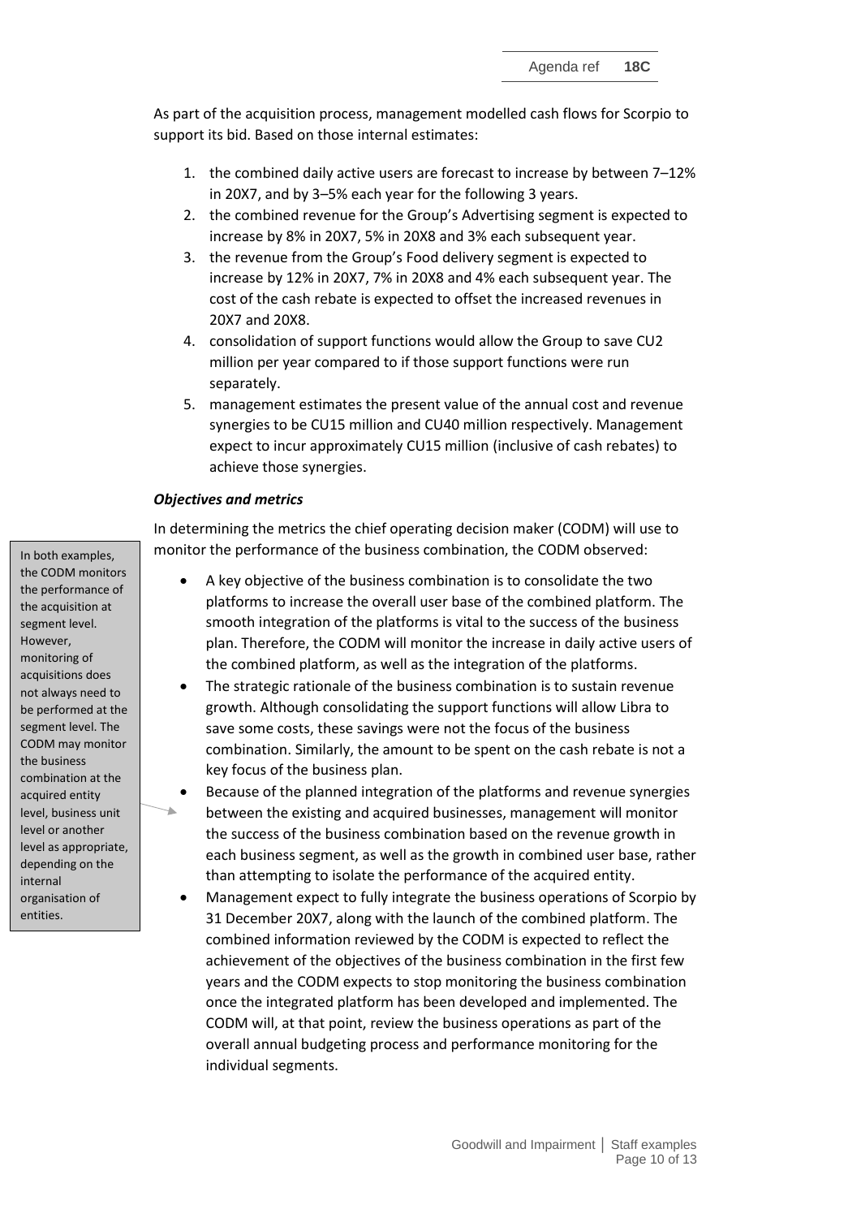As part of the acquisition process, management modelled cash flows for Scorpio to support its bid. Based on those internal estimates:

1. the combined daily active users are forecast to increase by between 7–12% in 20X7, and by 3–5% each year for the following 3 years.
2. the combined revenue for the Group's Advertising segment is expected to increase by 8% in 20X7, 5% in 20X8 and 3% each subsequent year.
3. the revenue from the Group's Food delivery segment is expected to increase by 12% in 20X7, 7% in 20X8 and 4% each subsequent year. The cost of the cash rebate is expected to offset the increased revenues in 20X7 and 20X8.
4. consolidation of support functions would allow the Group to save CU2 million per year compared to if those support functions were run separately.
5. management estimates the present value of the annual cost and revenue synergies to be CU15 million and CU40 million respectively. Management expect to incur approximately CU15 million (inclusive of cash rebates) to achieve those synergies.

***Objectives and metrics***

In determining the metrics the chief operating decision maker (CODM) will use to monitor the performance of the business combination, the CODM observed:

- A key objective of the business combination is to consolidate the two platforms to increase the overall user base of the combined platform. The smooth integration of the platforms is vital to the success of the business plan. Therefore, the CODM will monitor the increase in daily active users of the combined platform, as well as the integration of the platforms.
- The strategic rationale of the business combination is to sustain revenue growth. Although consolidating the support functions will allow Libra to save some costs, these savings were not the focus of the business combination. Similarly, the amount to be spent on the cash rebate is not a key focus of the business plan.
- Because of the planned integration of the platforms and revenue synergies between the existing and acquired businesses, management will monitor the success of the business combination based on the revenue growth in each business segment, as well as the growth in combined user base, rather than attempting to isolate the performance of the acquired entity.
- Management expect to fully integrate the business operations of Scorpio by 31 December 20X7, along with the launch of the combined platform. The combined information reviewed by the CODM is expected to reflect the achievement of the objectives of the business combination in the first few years and the CODM expects to stop monitoring the business combination once the integrated platform has been developed and implemented. The CODM will, at that point, review the business operations as part of the overall annual budgeting process and performance monitoring for the individual segments.

> In both examples, the CODM monitors the performance of the acquisition at segment level. However, monitoring of acquisitions does not always need to be performed at the segment level. The CODM may monitor the business combination at the acquired entity level, business unit level or another level as appropriate, depending on the internal organisation of entities.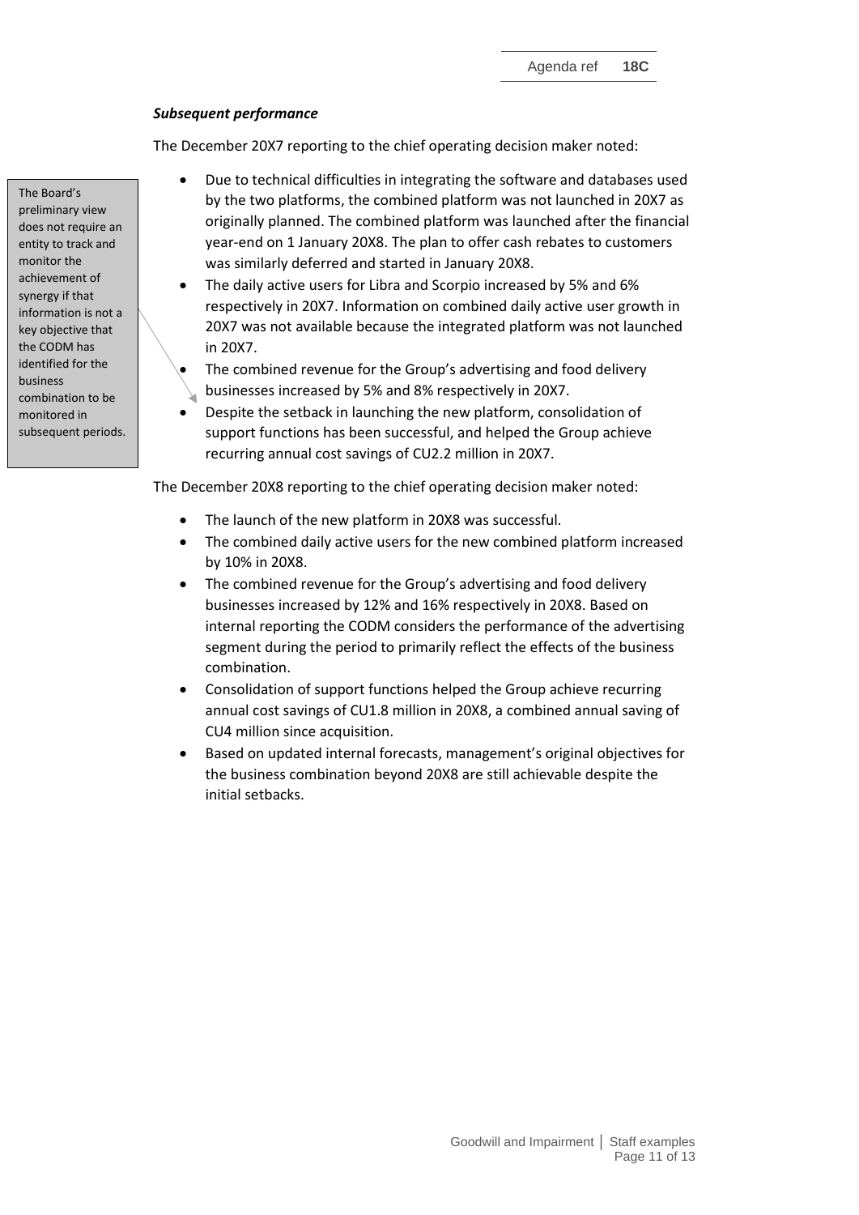### *Subsequent performance*

The December 20X7 reporting to the chief operating decision maker noted:

> The Board's preliminary view does not require an entity to track and monitor the achievement of synergy if that information is not a key objective that the CODM has identified for the business combination to be monitored in subsequent periods.

- Due to technical difficulties in integrating the software and databases used by the two platforms, the combined platform was not launched in 20X7 as originally planned. The combined platform was launched after the financial year-end on 1 January 20X8. The plan to offer cash rebates to customers was similarly deferred and started in January 20X8.
- The daily active users for Libra and Scorpio increased by 5% and 6% respectively in 20X7. Information on combined daily active user growth in 20X7 was not available because the integrated platform was not launched in 20X7.
- The combined revenue for the Group's advertising and food delivery businesses increased by 5% and 8% respectively in 20X7.
- Despite the setback in launching the new platform, consolidation of support functions has been successful, and helped the Group achieve recurring annual cost savings of CU2.2 million in 20X7.

The December 20X8 reporting to the chief operating decision maker noted:

- The launch of the new platform in 20X8 was successful.
- The combined daily active users for the new combined platform increased by 10% in 20X8.
- The combined revenue for the Group's advertising and food delivery businesses increased by 12% and 16% respectively in 20X8. Based on internal reporting the CODM considers the performance of the advertising segment during the period to primarily reflect the effects of the business combination.
- Consolidation of support functions helped the Group achieve recurring annual cost savings of CU1.8 million in 20X8, a combined annual saving of CU4 million since acquisition.
- Based on updated internal forecasts, management's original objectives for the business combination beyond 20X8 are still achievable despite the initial setbacks.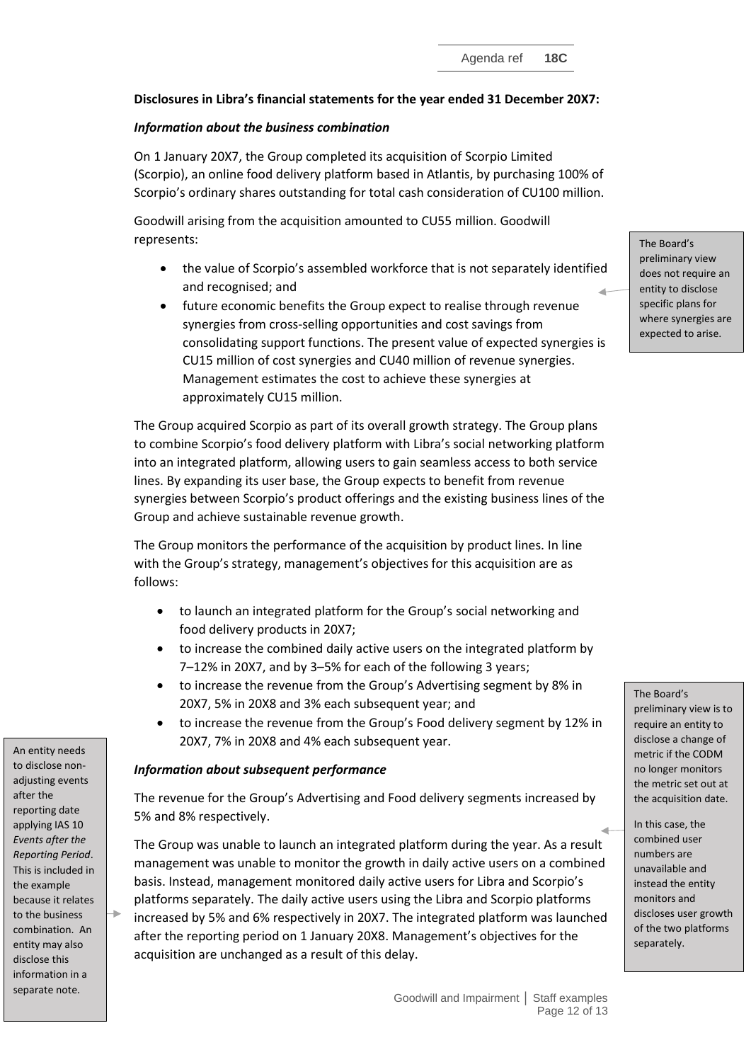**Disclosures in Libra's financial statements for the year ended 31 December 20X7:**

***Information about the business combination***

On 1 January 20X7, the Group completed its acquisition of Scorpio Limited (Scorpio), an online food delivery platform based in Atlantis, by purchasing 100% of Scorpio's ordinary shares outstanding for total cash consideration of CU100 million.

Goodwill arising from the acquisition amounted to CU55 million. Goodwill represents:

- the value of Scorpio's assembled workforce that is not separately identified and recognised; and
- future economic benefits the Group expect to realise through revenue synergies from cross-selling opportunities and cost savings from consolidating support functions. The present value of expected synergies is CU15 million of cost synergies and CU40 million of revenue synergies. Management estimates the cost to achieve these synergies at approximately CU15 million.

> The Board's preliminary view does not require an entity to disclose specific plans for where synergies are expected to arise.

The Group acquired Scorpio as part of its overall growth strategy. The Group plans to combine Scorpio's food delivery platform with Libra's social networking platform into an integrated platform, allowing users to gain seamless access to both service lines. By expanding its user base, the Group expects to benefit from revenue synergies between Scorpio's product offerings and the existing business lines of the Group and achieve sustainable revenue growth.

The Group monitors the performance of the acquisition by product lines. In line with the Group's strategy, management's objectives for this acquisition are as follows:

- to launch an integrated platform for the Group's social networking and food delivery products in 20X7;
- to increase the combined daily active users on the integrated platform by 7–12% in 20X7, and by 3–5% for each of the following 3 years;
- to increase the revenue from the Group's Advertising segment by 8% in 20X7, 5% in 20X8 and 3% each subsequent year; and
- to increase the revenue from the Group's Food delivery segment by 12% in 20X7, 7% in 20X8 and 4% each subsequent year.

***Information about subsequent performance***

The revenue for the Group's Advertising and Food delivery segments increased by 5% and 8% respectively.

The Group was unable to launch an integrated platform during the year. As a result management was unable to monitor the growth in daily active users on a combined basis. Instead, management monitored daily active users for Libra and Scorpio's platforms separately. The daily active users using the Libra and Scorpio platforms increased by 5% and 6% respectively in 20X7. The integrated platform was launched after the reporting period on 1 January 20X8. Management's objectives for the acquisition are unchanged as a result of this delay.

> The Board's preliminary view is to require an entity to disclose a change of metric if the CODM no longer monitors the metric set out at the acquisition date.
>
> In this case, the combined user numbers are unavailable and instead the entity monitors and discloses user growth of the two platforms separately.

> An entity needs to disclose non-adjusting events after the reporting date applying IAS 10 *Events after the Reporting Period*. This is included in the example because it relates to the business combination. An entity may also disclose this information in a separate note.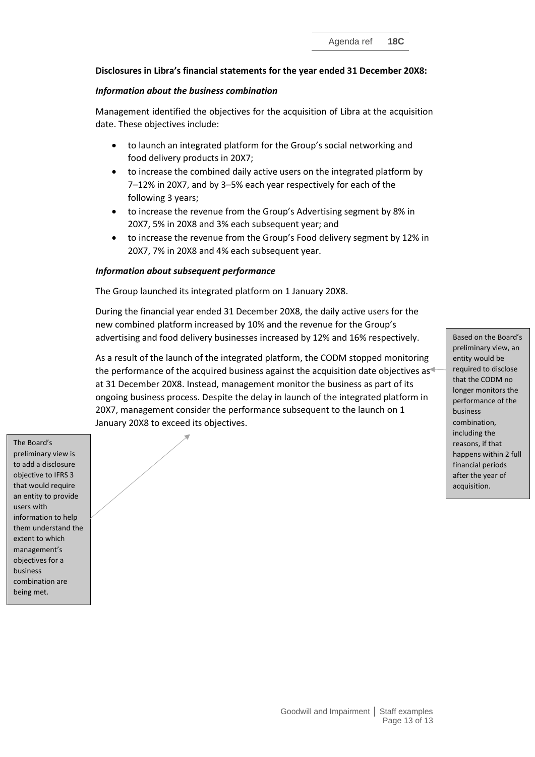**Disclosures in Libra's financial statements for the year ended 31 December 20X8:**

***Information about the business combination***

Management identified the objectives for the acquisition of Libra at the acquisition date. These objectives include:

- to launch an integrated platform for the Group's social networking and food delivery products in 20X7;
- to increase the combined daily active users on the integrated platform by 7–12% in 20X7, and by 3–5% each year respectively for each of the following 3 years;
- to increase the revenue from the Group's Advertising segment by 8% in 20X7, 5% in 20X8 and 3% each subsequent year; and
- to increase the revenue from the Group's Food delivery segment by 12% in 20X7, 7% in 20X8 and 4% each subsequent year.

***Information about subsequent performance***

The Group launched its integrated platform on 1 January 20X8.

During the financial year ended 31 December 20X8, the daily active users for the new combined platform increased by 10% and the revenue for the Group's advertising and food delivery businesses increased by 12% and 16% respectively.

As a result of the launch of the integrated platform, the CODM stopped monitoring the performance of the acquired business against the acquisition date objectives as at 31 December 20X8. Instead, management monitor the business as part of its ongoing business process. Despite the delay in launch of the integrated platform in 20X7, management consider the performance subsequent to the launch on 1 January 20X8 to exceed its objectives.

> Based on the Board's preliminary view, an entity would be required to disclose that the CODM no longer monitors the performance of the business combination, including the reasons, if that happens within 2 full financial periods after the year of acquisition.

> The Board's preliminary view is to add a disclosure objective to IFRS 3 that would require an entity to provide users with information to help them understand the extent to which management's objectives for a business combination are being met.